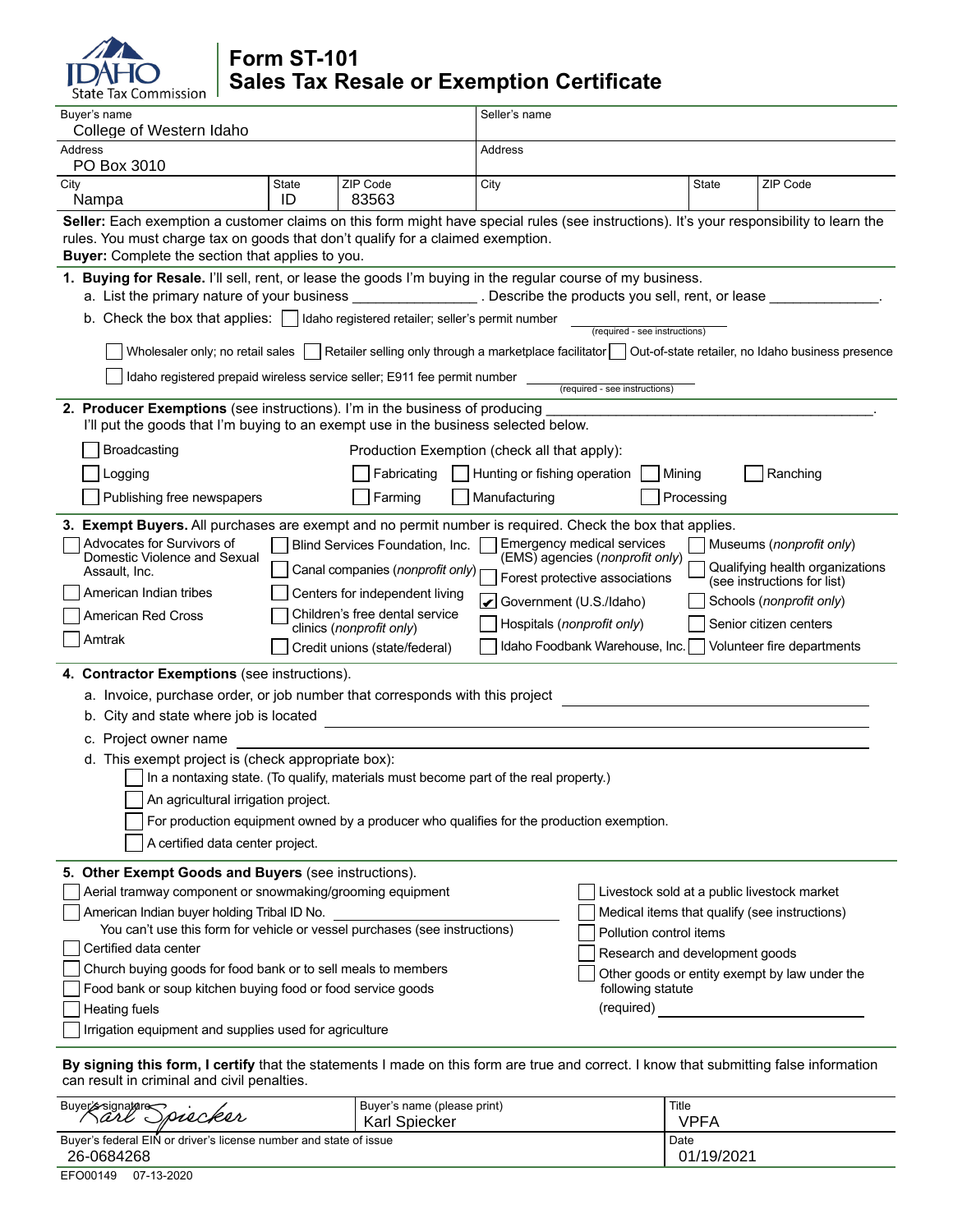Idaho State Tax Commission

# Form ST-101
## Sales Tax Resale or Exemption Certificate

| Buyer's name | | | Seller's name | | |
|---|---|---|---|---|---|
| College of Western Idaho | | | | | |
| Address | | | Address | | |
| PO Box 3010 | | | | | |
| City | State | ZIP Code | City | State | ZIP Code |
| Nampa | ID | 83563 | | | |

**Seller:** Each exemption a customer claims on this form might have special rules (see instructions). It's your responsibility to learn the rules. You must charge tax on goods that don't qualify for a claimed exemption.
**Buyer:** Complete the section that applies to you.

**1. Buying for Resale.** I'll sell, rent, or lease the goods I'm buying in the regular course of my business.

a. List the primary nature of your business _______________ . Describe the products you sell, rent, or lease _____________.

b. Check the box that applies:
- ☐ Idaho registered retailer; seller's permit number __________ (required - see instructions)
- ☐ Wholesaler only; no retail sales
- ☐ Retailer selling only through a marketplace facilitator
- ☐ Out-of-state retailer, no Idaho business presence
- ☐ Idaho registered prepaid wireless service seller; E911 fee permit number __________ (required - see instructions)

**2. Producer Exemptions** (see instructions). I'm in the business of producing ______________________________.
I'll put the goods that I'm buying to an exempt use in the business selected below.

- ☐ Broadcasting
- ☐ Logging
- ☐ Publishing free newspapers

Production Exemption (check all that apply):
- ☐ Fabricating
- ☐ Farming
- ☐ Hunting or fishing operation
- ☐ Manufacturing
- ☐ Mining
- ☐ Processing
- ☐ Ranching

**3. Exempt Buyers.** All purchases are exempt and no permit number is required. Check the box that applies.

- ☐ Advocates for Survivors of Domestic Violence and Sexual Assault, Inc.
- ☐ American Indian tribes
- ☐ American Red Cross
- ☐ Amtrak
- ☐ Blind Services Foundation, Inc.
- ☐ Canal companies (*nonprofit only*)
- ☐ Centers for independent living
- ☐ Children's free dental service clinics (*nonprofit only*)
- ☐ Credit unions (state/federal)
- ☐ Emergency medical services (EMS) agencies (*nonprofit only*)
- ☐ Forest protective associations
- ☑ Government (U.S./Idaho)
- ☐ Hospitals (*nonprofit only*)
- ☐ Idaho Foodbank Warehouse, Inc.
- ☐ Museums (*nonprofit only*)
- ☐ Qualifying health organizations (see instructions for list)
- ☐ Schools (*nonprofit only*)
- ☐ Senior citizen centers
- ☐ Volunteer fire departments

**4. Contractor Exemptions** (see instructions).

a. Invoice, purchase order, or job number that corresponds with this project ______________________

b. City and state where job is located ______________________

c. Project owner name ______________________

d. This exempt project is (check appropriate box):
- ☐ In a nontaxing state. (To qualify, materials must become part of the real property.)
- ☐ An agricultural irrigation project.
- ☐ For production equipment owned by a producer who qualifies for the production exemption.
- ☐ A certified data center project.

**5. Other Exempt Goods and Buyers** (see instructions).

- ☐ Aerial tramway component or snowmaking/grooming equipment
- ☐ American Indian buyer holding Tribal ID No. ______________
  You can't use this form for vehicle or vessel purchases (see instructions)
- ☐ Certified data center
- ☐ Church buying goods for food bank or to sell meals to members
- ☐ Food bank or soup kitchen buying food or food service goods
- ☐ Heating fuels
- ☐ Irrigation equipment and supplies used for agriculture
- ☐ Livestock sold at a public livestock market
- ☐ Medical items that qualify (see instructions)
- ☐ Pollution control items
- ☐ Research and development goods
- ☐ Other goods or entity exempt by law under the following statute (required) ______________

**By signing this form, I certify** that the statements I made on this form are true and correct. I know that submitting false information can result in criminal and civil penalties.

| Buyer's signature | Buyer's name (please print) | Title |
|---|---|---|
| Karl Spiecker | Karl Spiecker | VPFA |
| Buyer's federal EIN or driver's license number and state of issue | | Date |
| 26-0684268 | | 01/19/2021 |

EFO00149 07-13-2020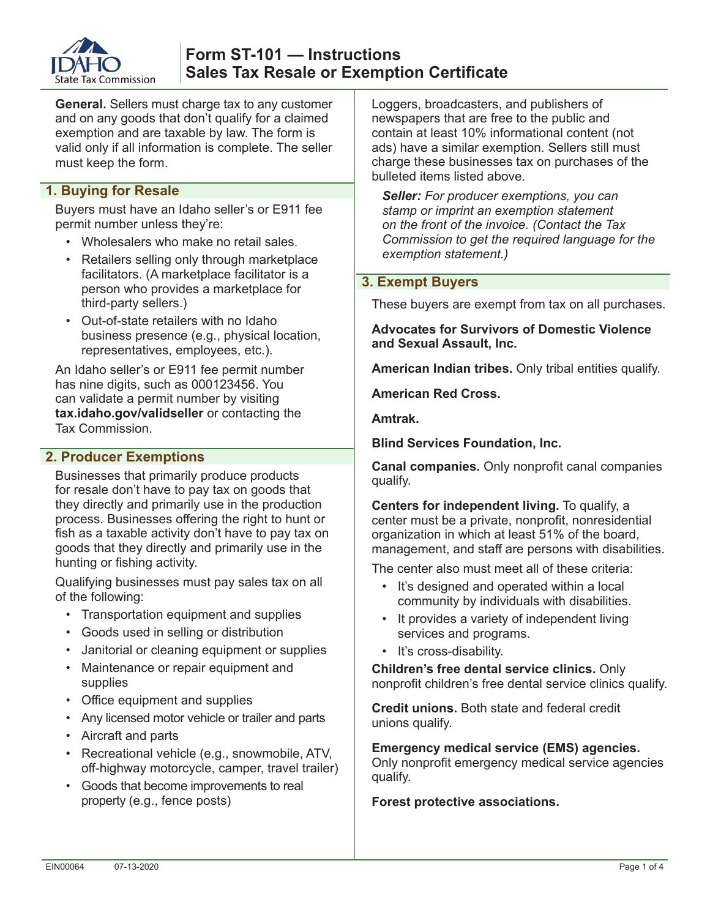# Form ST-101 — Instructions
# Sales Tax Resale or Exemption Certificate

**General.** Sellers must charge tax to any customer and on any goods that don't qualify for a claimed exemption and are taxable by law. The form is valid only if all information is complete. The seller must keep the form.

## 1. Buying for Resale

Buyers must have an Idaho seller's or E911 fee permit number unless they're:

- Wholesalers who make no retail sales.
- Retailers selling only through marketplace facilitators. (A marketplace facilitator is a person who provides a marketplace for third-party sellers.)
- Out-of-state retailers with no Idaho business presence (e.g., physical location, representatives, employees, etc.).

An Idaho seller's or E911 fee permit number has nine digits, such as 000123456. You can validate a permit number by visiting **tax.idaho.gov/validseller** or contacting the Tax Commission.

## 2. Producer Exemptions

Businesses that primarily produce products for resale don't have to pay tax on goods that they directly and primarily use in the production process. Businesses offering the right to hunt or fish as a taxable activity don't have to pay tax on goods that they directly and primarily use in the hunting or fishing activity.

Qualifying businesses must pay sales tax on all of the following:

- Transportation equipment and supplies
- Goods used in selling or distribution
- Janitorial or cleaning equipment or supplies
- Maintenance or repair equipment and supplies
- Office equipment and supplies
- Any licensed motor vehicle or trailer and parts
- Aircraft and parts
- Recreational vehicle (e.g., snowmobile, ATV, off-highway motorcycle, camper, travel trailer)
- Goods that become improvements to real property (e.g., fence posts)

Loggers, broadcasters, and publishers of newspapers that are free to the public and contain at least 10% informational content (not ads) have a similar exemption. Sellers still must charge these businesses tax on purchases of the bulleted items listed above.

***Seller:*** *For producer exemptions, you can stamp or imprint an exemption statement on the front of the invoice. (Contact the Tax Commission to get the required language for the exemption statement.)*

## 3. Exempt Buyers

These buyers are exempt from tax on all purchases.

**Advocates for Survivors of Domestic Violence and Sexual Assault, Inc.**

**American Indian tribes.** Only tribal entities qualify.

**American Red Cross.**

**Amtrak.**

**Blind Services Foundation, Inc.**

**Canal companies.** Only nonprofit canal companies qualify.

**Centers for independent living.** To qualify, a center must be a private, nonprofit, nonresidential organization in which at least 51% of the board, management, and staff are persons with disabilities.

The center also must meet all of these criteria:

- It's designed and operated within a local community by individuals with disabilities.
- It provides a variety of independent living services and programs.
- It's cross-disability.

**Children's free dental service clinics.** Only nonprofit children's free dental service clinics qualify.

**Credit unions.** Both state and federal credit unions qualify.

**Emergency medical service (EMS) agencies.** Only nonprofit emergency medical service agencies qualify.

**Forest protective associations.**

EIN00064 07-13-2020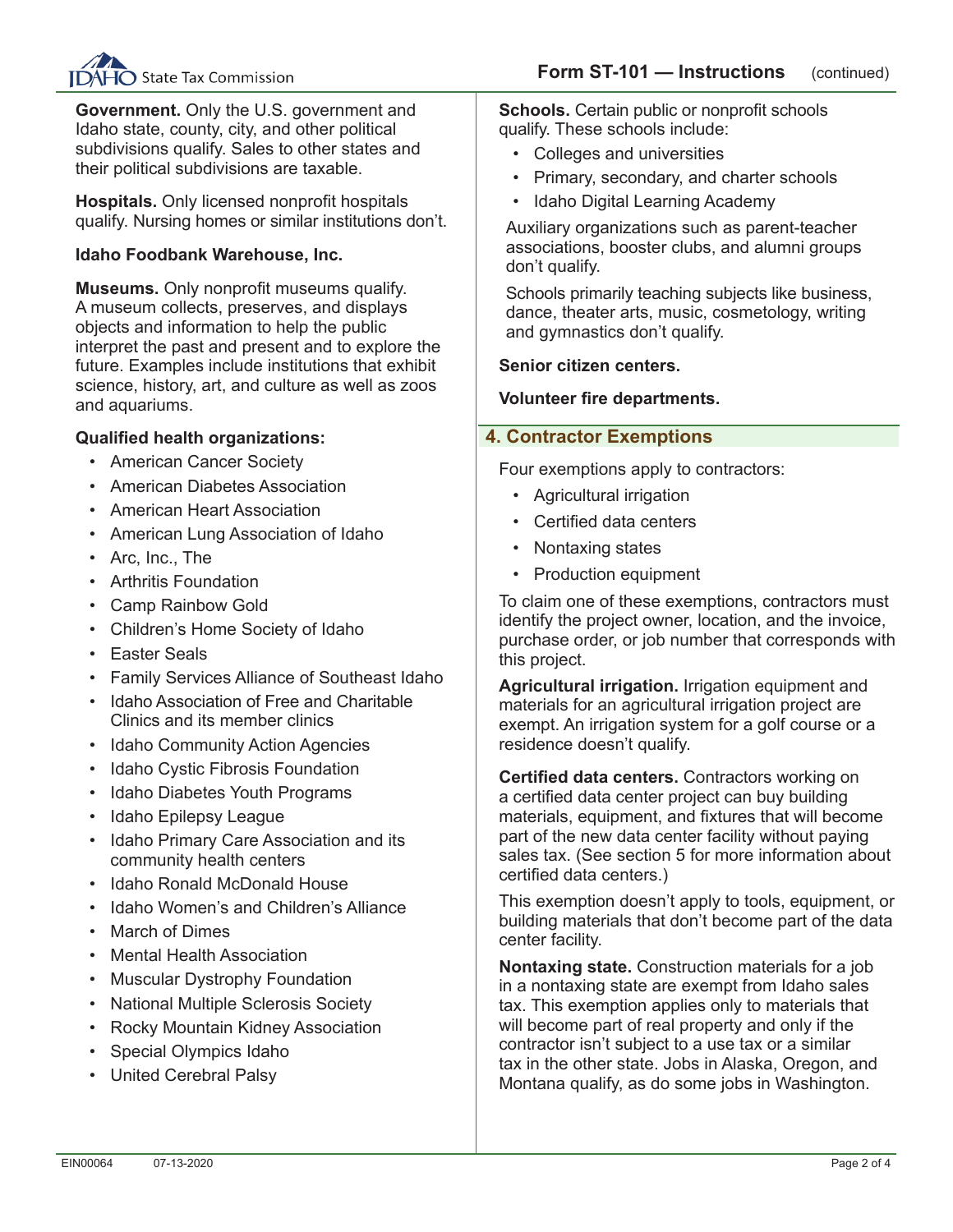**Government.** Only the U.S. government and Idaho state, county, city, and other political subdivisions qualify. Sales to other states and their political subdivisions are taxable.

**Hospitals.** Only licensed nonprofit hospitals qualify. Nursing homes or similar institutions don't.

**Idaho Foodbank Warehouse, Inc.**

**Museums.** Only nonprofit museums qualify. A museum collects, preserves, and displays objects and information to help the public interpret the past and present and to explore the future. Examples include institutions that exhibit science, history, art, and culture as well as zoos and aquariums.

**Qualified health organizations:**

- American Cancer Society
- American Diabetes Association
- American Heart Association
- American Lung Association of Idaho
- Arc, Inc., The
- Arthritis Foundation
- Camp Rainbow Gold
- Children's Home Society of Idaho
- Easter Seals
- Family Services Alliance of Southeast Idaho
- Idaho Association of Free and Charitable Clinics and its member clinics
- Idaho Community Action Agencies
- Idaho Cystic Fibrosis Foundation
- Idaho Diabetes Youth Programs
- Idaho Epilepsy League
- Idaho Primary Care Association and its community health centers
- Idaho Ronald McDonald House
- Idaho Women's and Children's Alliance
- March of Dimes
- Mental Health Association
- Muscular Dystrophy Foundation
- National Multiple Sclerosis Society
- Rocky Mountain Kidney Association
- Special Olympics Idaho
- United Cerebral Palsy

**Schools.** Certain public or nonprofit schools qualify. These schools include:

- Colleges and universities
- Primary, secondary, and charter schools
- Idaho Digital Learning Academy

Auxiliary organizations such as parent-teacher associations, booster clubs, and alumni groups don't qualify.

Schools primarily teaching subjects like business, dance, theater arts, music, cosmetology, writing and gymnastics don't qualify.

**Senior citizen centers.**

**Volunteer fire departments.**

## 4. Contractor Exemptions

Four exemptions apply to contractors:

- Agricultural irrigation
- Certified data centers
- Nontaxing states
- Production equipment

To claim one of these exemptions, contractors must identify the project owner, location, and the invoice, purchase order, or job number that corresponds with this project.

**Agricultural irrigation.** Irrigation equipment and materials for an agricultural irrigation project are exempt. An irrigation system for a golf course or a residence doesn't qualify.

**Certified data centers.** Contractors working on a certified data center project can buy building materials, equipment, and fixtures that will become part of the new data center facility without paying sales tax. (See section 5 for more information about certified data centers.)

This exemption doesn't apply to tools, equipment, or building materials that don't become part of the data center facility.

**Nontaxing state.** Construction materials for a job in a nontaxing state are exempt from Idaho sales tax. This exemption applies only to materials that will become part of real property and only if the contractor isn't subject to a use tax or a similar tax in the other state. Jobs in Alaska, Oregon, and Montana qualify, as do some jobs in Washington.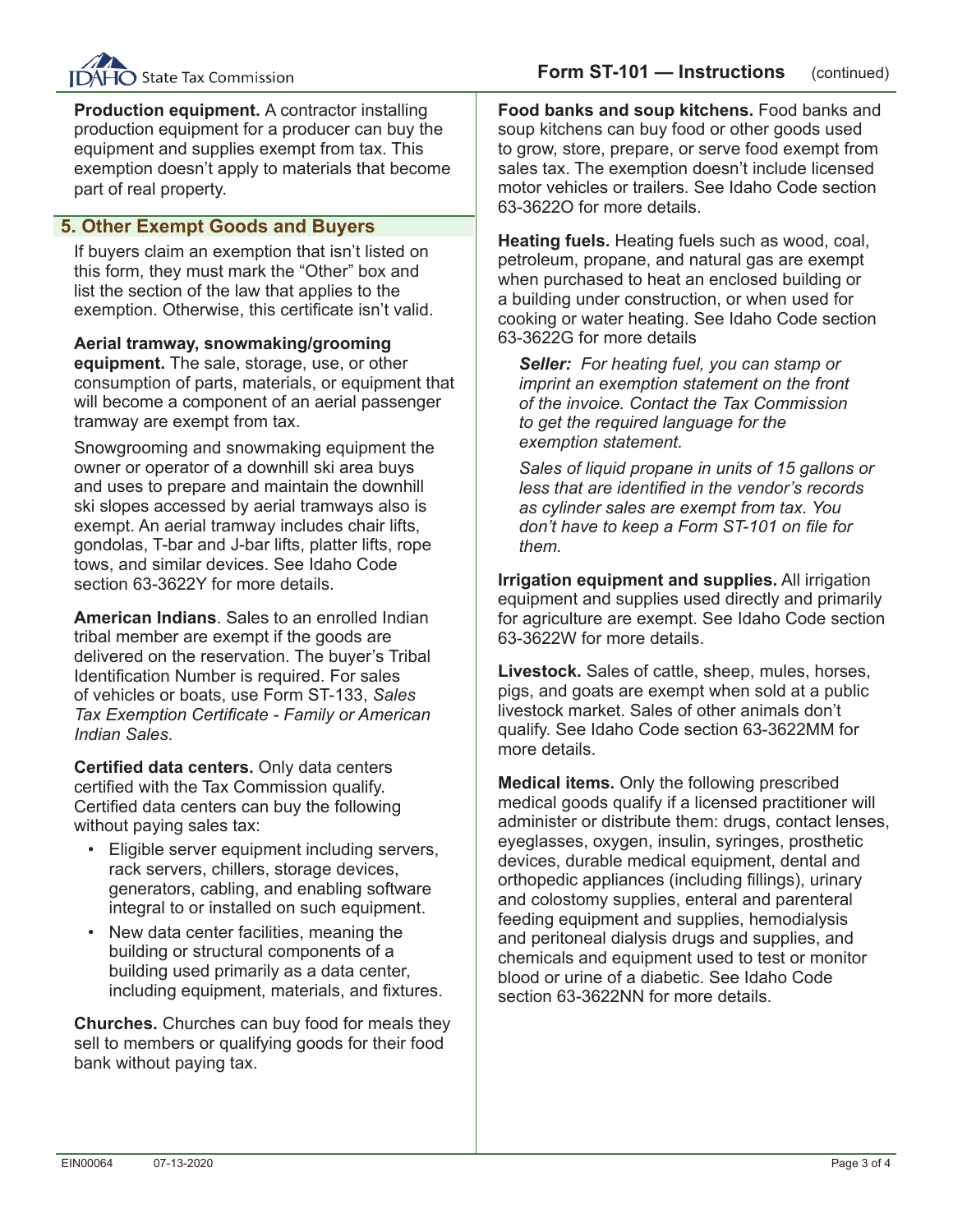**Production equipment.** A contractor installing production equipment for a producer can buy the equipment and supplies exempt from tax. This exemption doesn't apply to materials that become part of real property.

## 5. Other Exempt Goods and Buyers

If buyers claim an exemption that isn't listed on this form, they must mark the "Other" box and list the section of the law that applies to the exemption. Otherwise, this certificate isn't valid.

**Aerial tramway, snowmaking/grooming equipment.** The sale, storage, use, or other consumption of parts, materials, or equipment that will become a component of an aerial passenger tramway are exempt from tax.

Snowgrooming and snowmaking equipment the owner or operator of a downhill ski area buys and uses to prepare and maintain the downhill ski slopes accessed by aerial tramways also is exempt. An aerial tramway includes chair lifts, gondolas, T-bar and J-bar lifts, platter lifts, rope tows, and similar devices. See Idaho Code section 63-3622Y for more details.

**American Indians**. Sales to an enrolled Indian tribal member are exempt if the goods are delivered on the reservation. The buyer's Tribal Identification Number is required. For sales of vehicles or boats, use Form ST-133, *Sales Tax Exemption Certificate - Family or American Indian Sales*.

**Certified data centers.** Only data centers certified with the Tax Commission qualify. Certified data centers can buy the following without paying sales tax:

- Eligible server equipment including servers, rack servers, chillers, storage devices, generators, cabling, and enabling software integral to or installed on such equipment.
- New data center facilities, meaning the building or structural components of a building used primarily as a data center, including equipment, materials, and fixtures.

**Churches.** Churches can buy food for meals they sell to members or qualifying goods for their food bank without paying tax.

**Food banks and soup kitchens.** Food banks and soup kitchens can buy food or other goods used to grow, store, prepare, or serve food exempt from sales tax. The exemption doesn't include licensed motor vehicles or trailers. See Idaho Code section 63-3622O for more details.

**Heating fuels.** Heating fuels such as wood, coal, petroleum, propane, and natural gas are exempt when purchased to heat an enclosed building or a building under construction, or when used for cooking or water heating. See Idaho Code section 63-3622G for more details

> ***Seller:*** *For heating fuel, you can stamp or imprint an exemption statement on the front of the invoice. Contact the Tax Commission to get the required language for the exemption statement.*
>
> *Sales of liquid propane in units of 15 gallons or less that are identified in the vendor's records as cylinder sales are exempt from tax. You don't have to keep a Form ST-101 on file for them.*

**Irrigation equipment and supplies.** All irrigation equipment and supplies used directly and primarily for agriculture are exempt. See Idaho Code section 63-3622W for more details.

**Livestock.** Sales of cattle, sheep, mules, horses, pigs, and goats are exempt when sold at a public livestock market. Sales of other animals don't qualify. See Idaho Code section 63-3622MM for more details.

**Medical items.** Only the following prescribed medical goods qualify if a licensed practitioner will administer or distribute them: drugs, contact lenses, eyeglasses, oxygen, insulin, syringes, prosthetic devices, durable medical equipment, dental and orthopedic appliances (including fillings), urinary and colostomy supplies, enteral and parenteral feeding equipment and supplies, hemodialysis and peritoneal dialysis drugs and supplies, and chemicals and equipment used to test or monitor blood or urine of a diabetic. See Idaho Code section 63-3622NN for more details.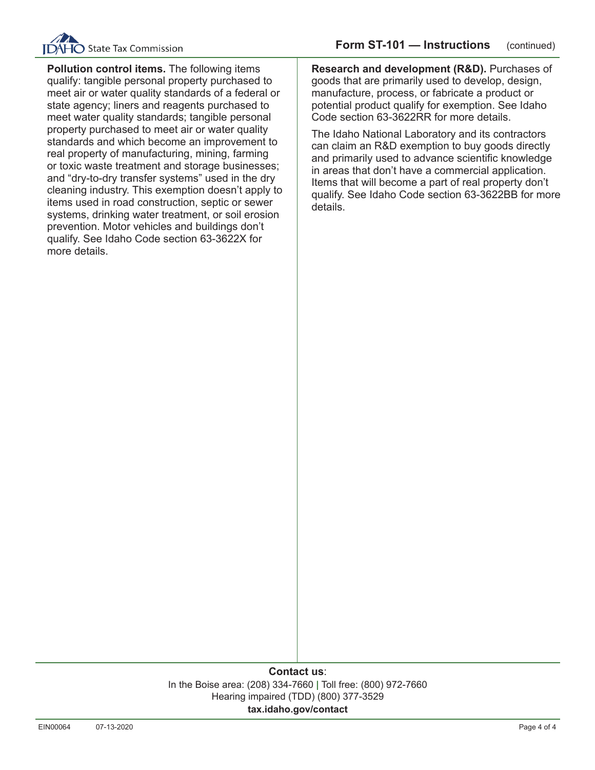**Pollution control items.** The following items qualify: tangible personal property purchased to meet air or water quality standards of a federal or state agency; liners and reagents purchased to meet water quality standards; tangible personal property purchased to meet air or water quality standards and which become an improvement to real property of manufacturing, mining, farming or toxic waste treatment and storage businesses; and "dry-to-dry transfer systems" used in the dry cleaning industry. This exemption doesn't apply to items used in road construction, septic or sewer systems, drinking water treatment, or soil erosion prevention. Motor vehicles and buildings don't qualify. See Idaho Code section 63-3622X for more details.

**Research and development (R&D).** Purchases of goods that are primarily used to develop, design, manufacture, process, or fabricate a product or potential product qualify for exemption. See Idaho Code section 63-3622RR for more details.

The Idaho National Laboratory and its contractors can claim an R&D exemption to buy goods directly and primarily used to advance scientific knowledge in areas that don't have a commercial application. Items that will become a part of real property don't qualify. See Idaho Code section 63-3622BB for more details.

**Contact us**:

In the Boise area: (208) 334-7660 | Toll free: (800) 972-7660

Hearing impaired (TDD) (800) 377-3529

**tax.idaho.gov/contact**

EIN00064 07-13-2020